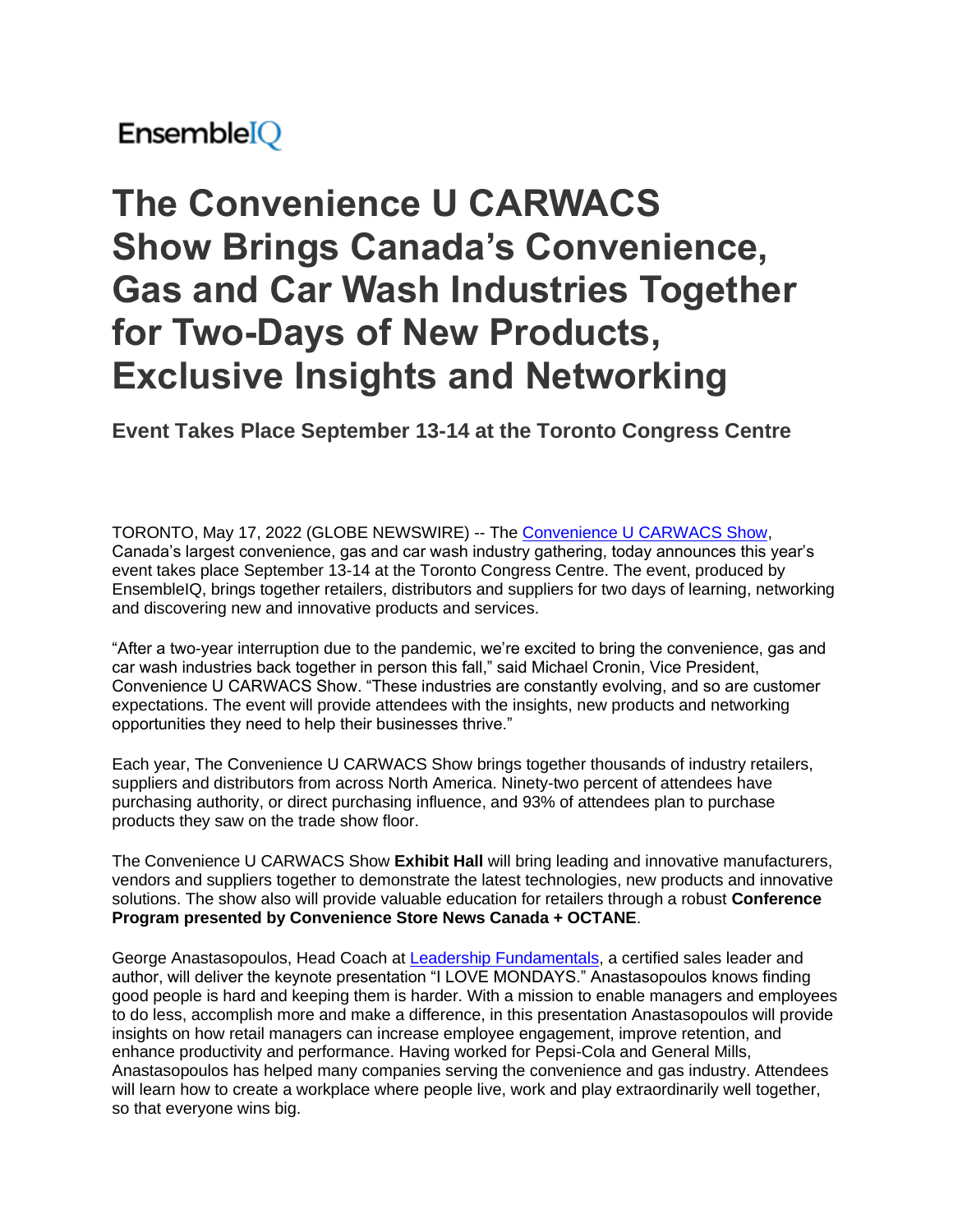EnsembleIQ

# The Convenience U CARWACS Show Brings Canada's Convenience, Gas and Car Wash Industries Together for Two-Days of New Products, Exclusive Insights and Networking

### Event Takes Place September 13-14 at the Toronto Congress Centre

TORONTO, May 17, 2022 (GLOBE NEWSWIRE) -- The [Convenience U CARWACS Show](), Canada's largest convenience, gas and car wash industry gathering, today announces this year's event takes place September 13-14 at the Toronto Congress Centre. The event, produced by EnsembleIQ, brings together retailers, distributors and suppliers for two days of learning, networking and discovering new and innovative products and services.

"After a two-year interruption due to the pandemic, we're excited to bring the convenience, gas and car wash industries back together in person this fall," said Michael Cronin, Vice President, Convenience U CARWACS Show. "These industries are constantly evolving, and so are customer expectations. The event will provide attendees with the insights, new products and networking opportunities they need to help their businesses thrive."

Each year, The Convenience U CARWACS Show brings together thousands of industry retailers, suppliers and distributors from across North America. Ninety-two percent of attendees have purchasing authority, or direct purchasing influence, and 93% of attendees plan to purchase products they saw on the trade show floor.

The Convenience U CARWACS Show **Exhibit Hall** will bring leading and innovative manufacturers, vendors and suppliers together to demonstrate the latest technologies, new products and innovative solutions. The show also will provide valuable education for retailers through a robust **Conference Program presented by Convenience Store News Canada + OCTANE**.

George Anastasopoulos, Head Coach at [Leadership Fundamentals](), a certified sales leader and author, will deliver the keynote presentation "I LOVE MONDAYS." Anastasopoulos knows finding good people is hard and keeping them is harder. With a mission to enable managers and employees to do less, accomplish more and make a difference, in this presentation Anastasopoulos will provide insights on how retail managers can increase employee engagement, improve retention, and enhance productivity and performance. Having worked for Pepsi-Cola and General Mills, Anastasopoulos has helped many companies serving the convenience and gas industry. Attendees will learn how to create a workplace where people live, work and play extraordinarily well together, so that everyone wins big.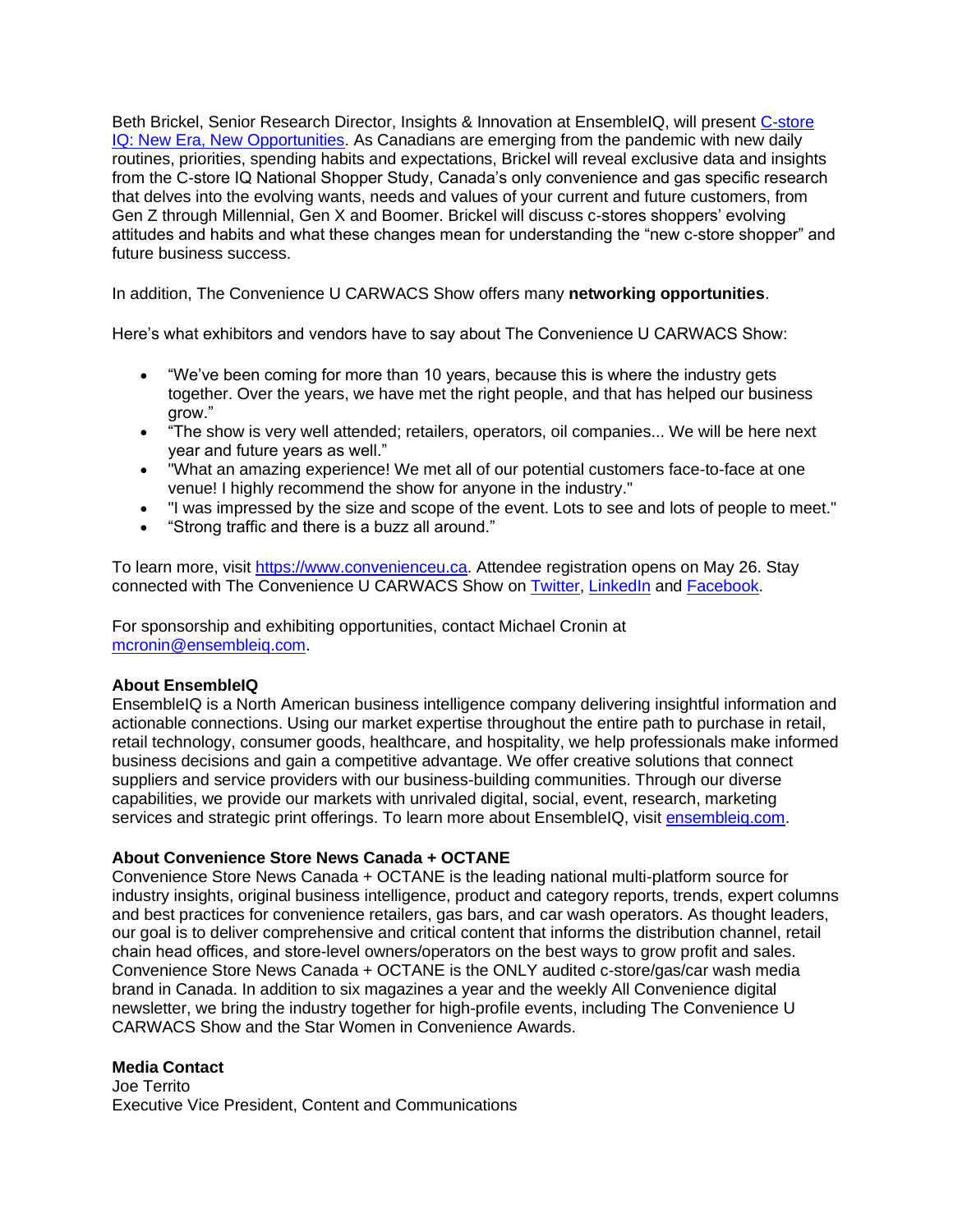Beth Brickel, Senior Research Director, Insights & Innovation at EnsembleIQ, will present [C-store IQ: New Era, New Opportunities](). As Canadians are emerging from the pandemic with new daily routines, priorities, spending habits and expectations, Brickel will reveal exclusive data and insights from the C-store IQ National Shopper Study, Canada's only convenience and gas specific research that delves into the evolving wants, needs and values of your current and future customers, from Gen Z through Millennial, Gen X and Boomer. Brickel will discuss c-stores shoppers' evolving attitudes and habits and what these changes mean for understanding the "new c-store shopper" and future business success.

In addition, The Convenience U CARWACS Show offers many **networking opportunities**.

Here's what exhibitors and vendors have to say about The Convenience U CARWACS Show:

- "We've been coming for more than 10 years, because this is where the industry gets together. Over the years, we have met the right people, and that has helped our business grow."
- "The show is very well attended; retailers, operators, oil companies... We will be here next year and future years as well."
- "What an amazing experience! We met all of our potential customers face-to-face at one venue! I highly recommend the show for anyone in the industry."
- "I was impressed by the size and scope of the event. Lots to see and lots of people to meet."
- "Strong traffic and there is a buzz all around."

To learn more, visit https://www.convenienceu.ca. Attendee registration opens on May 26. Stay connected with The Convenience U CARWACS Show on Twitter, LinkedIn and Facebook.

For sponsorship and exhibiting opportunities, contact Michael Cronin at mcronin@ensembleiq.com.

**About EnsembleIQ**
EnsembleIQ is a North American business intelligence company delivering insightful information and actionable connections. Using our market expertise throughout the entire path to purchase in retail, retail technology, consumer goods, healthcare, and hospitality, we help professionals make informed business decisions and gain a competitive advantage. We offer creative solutions that connect suppliers and service providers with our business-building communities. Through our diverse capabilities, we provide our markets with unrivaled digital, social, event, research, marketing services and strategic print offerings. To learn more about EnsembleIQ, visit ensembleiq.com.

**About Convenience Store News Canada + OCTANE**
Convenience Store News Canada + OCTANE is the leading national multi-platform source for industry insights, original business intelligence, product and category reports, trends, expert columns and best practices for convenience retailers, gas bars, and car wash operators. As thought leaders, our goal is to deliver comprehensive and critical content that informs the distribution channel, retail chain head offices, and store-level owners/operators on the best ways to grow profit and sales. Convenience Store News Canada + OCTANE is the ONLY audited c-store/gas/car wash media brand in Canada. In addition to six magazines a year and the weekly All Convenience digital newsletter, we bring the industry together for high-profile events, including The Convenience U CARWACS Show and the Star Women in Convenience Awards.

**Media Contact**
Joe Territo
Executive Vice President, Content and Communications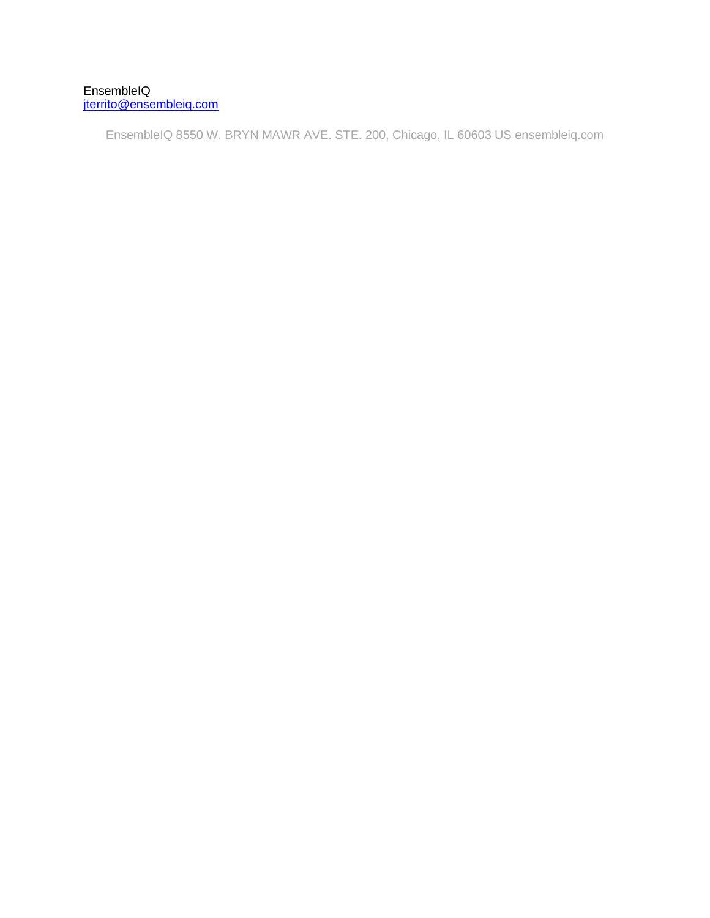EnsembleIQ
jterrito@ensembleiq.com

EnsembleIQ 8550 W. BRYN MAWR AVE. STE. 200, Chicago, IL 60603 US ensembleiq.com